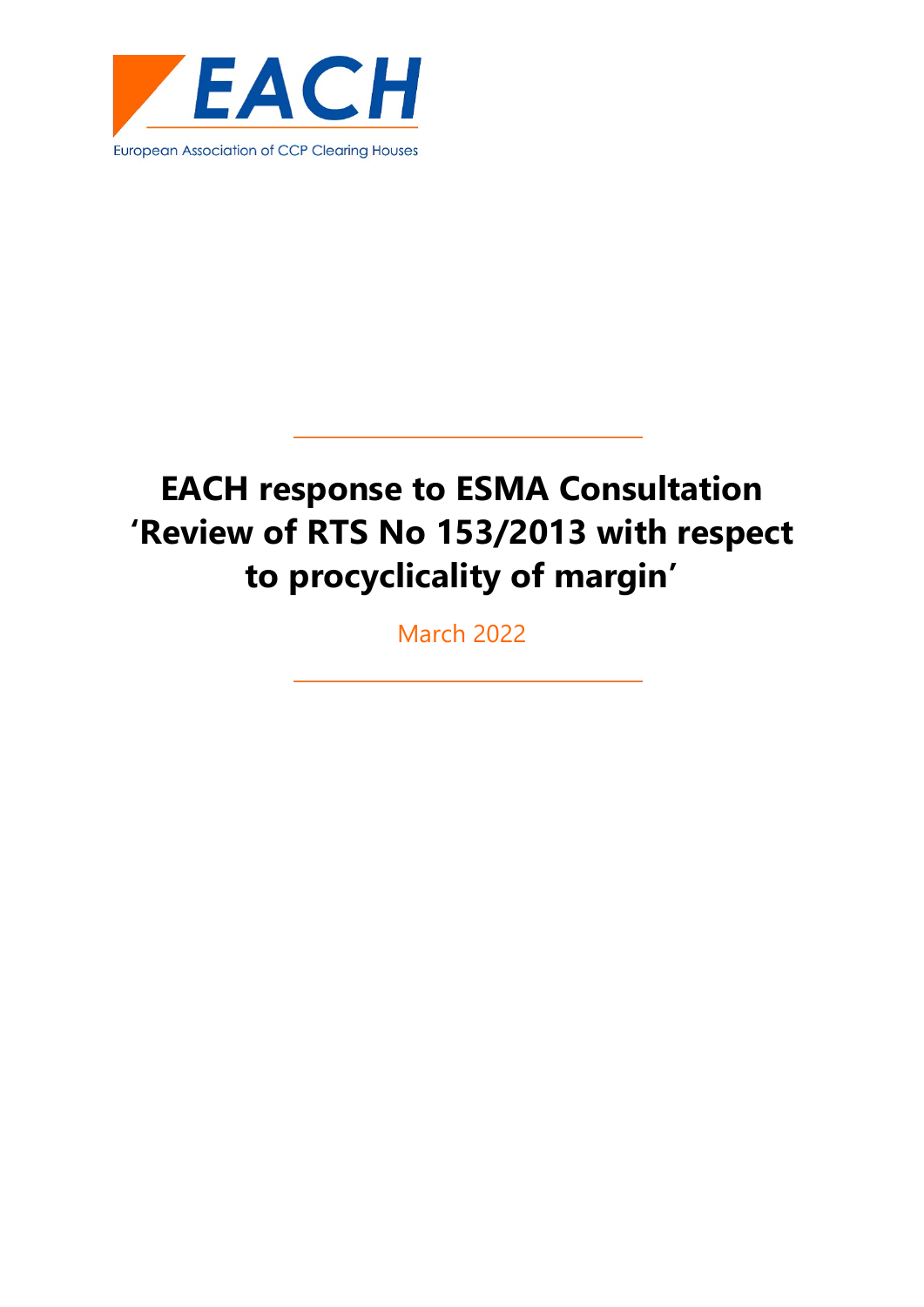EACH

European Association of CCP Clearing Houses

# EACH response to ESMA Consultation 'Review of RTS No 153/2013 with respect to procyclicality of margin'

March 2022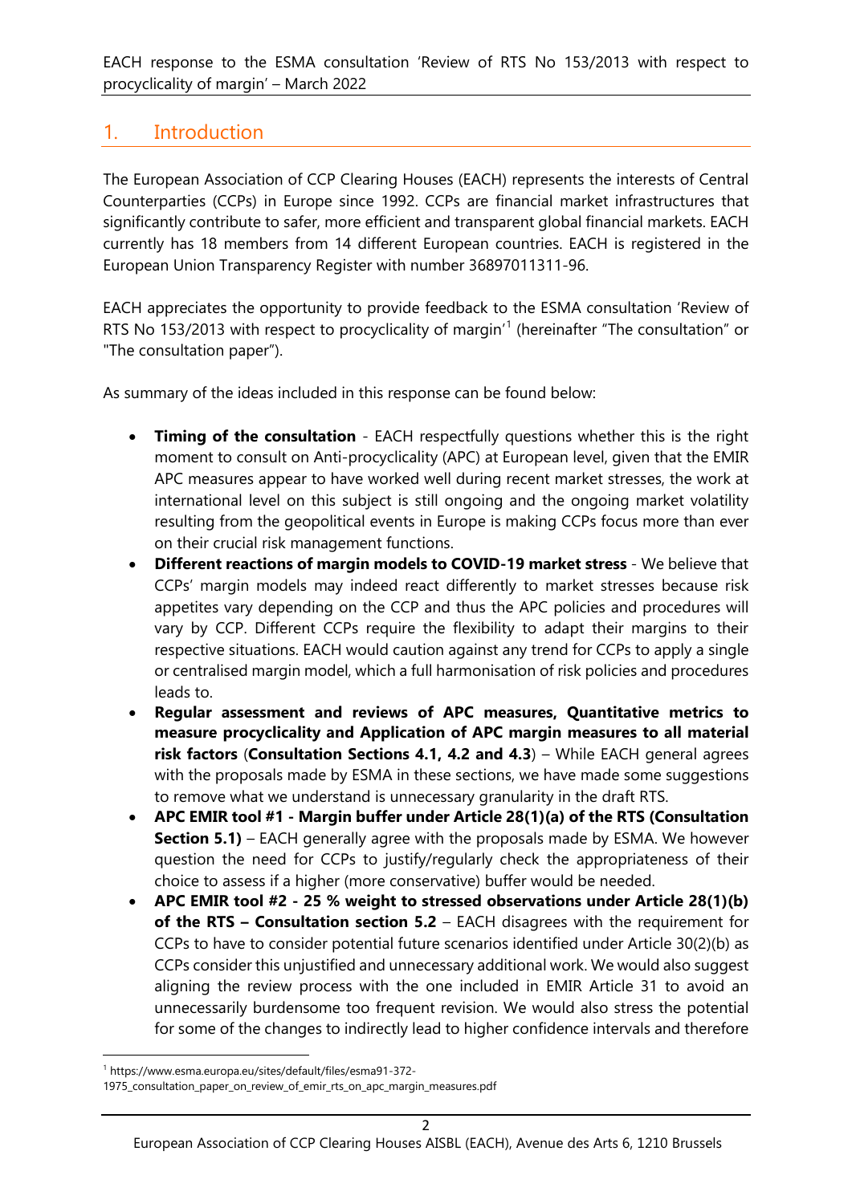## 1. Introduction

The European Association of CCP Clearing Houses (EACH) represents the interests of Central Counterparties (CCPs) in Europe since 1992. CCPs are financial market infrastructures that significantly contribute to safer, more efficient and transparent global financial markets. EACH currently has 18 members from 14 different European countries. EACH is registered in the European Union Transparency Register with number 36897011311-96.

EACH appreciates the opportunity to provide feedback to the ESMA consultation 'Review of RTS No 153/2013 with respect to procyclicality of margin'[1] (hereinafter "The consultation" or "The consultation paper").

As summary of the ideas included in this response can be found below:

- **Timing of the consultation** - EACH respectfully questions whether this is the right moment to consult on Anti-procyclicality (APC) at European level, given that the EMIR APC measures appear to have worked well during recent market stresses, the work at international level on this subject is still ongoing and the ongoing market volatility resulting from the geopolitical events in Europe is making CCPs focus more than ever on their crucial risk management functions.
- **Different reactions of margin models to COVID-19 market stress** - We believe that CCPs' margin models may indeed react differently to market stresses because risk appetites vary depending on the CCP and thus the APC policies and procedures will vary by CCP. Different CCPs require the flexibility to adapt their margins to their respective situations. EACH would caution against any trend for CCPs to apply a single or centralised margin model, which a full harmonisation of risk policies and procedures leads to.
- **Regular assessment and reviews of APC measures, Quantitative metrics to measure procyclicality and Application of APC margin measures to all material risk factors** (**Consultation Sections 4.1, 4.2 and 4.3**) – While EACH general agrees with the proposals made by ESMA in these sections, we have made some suggestions to remove what we understand is unnecessary granularity in the draft RTS.
- **APC EMIR tool #1 - Margin buffer under Article 28(1)(a) of the RTS (Consultation Section 5.1)** – EACH generally agree with the proposals made by ESMA. We however question the need for CCPs to justify/regularly check the appropriateness of their choice to assess if a higher (more conservative) buffer would be needed.
- **APC EMIR tool #2 - 25 % weight to stressed observations under Article 28(1)(b) of the RTS – Consultation section 5.2** – EACH disagrees with the requirement for CCPs to have to consider potential future scenarios identified under Article 30(2)(b) as CCPs consider this unjustified and unnecessary additional work. We would also suggest aligning the review process with the one included in EMIR Article 31 to avoid an unnecessarily burdensome too frequent revision. We would also stress the potential for some of the changes to indirectly lead to higher confidence intervals and therefore

[1] https://www.esma.europa.eu/sites/default/files/esma91-372-1975_consultation_paper_on_review_of_emir_rts_on_apc_margin_measures.pdf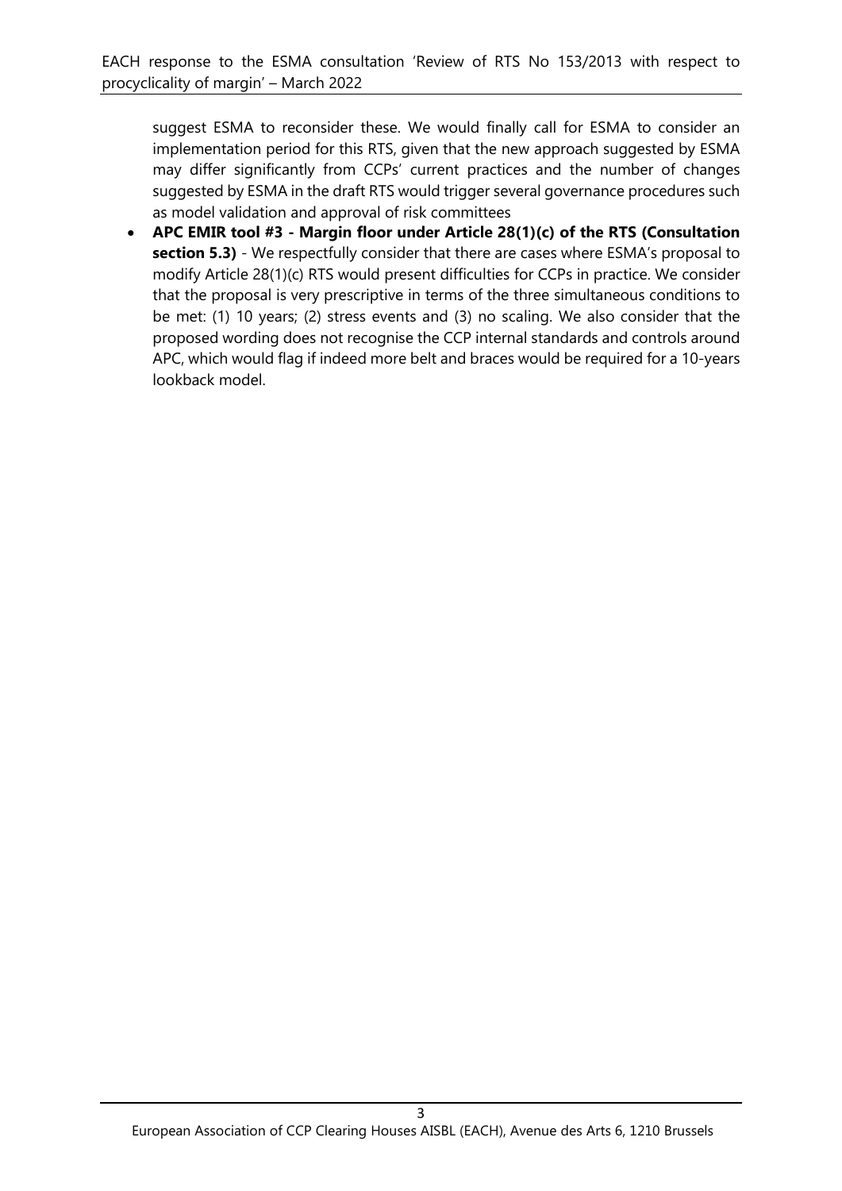suggest ESMA to reconsider these. We would finally call for ESMA to consider an implementation period for this RTS, given that the new approach suggested by ESMA may differ significantly from CCPs' current practices and the number of changes suggested by ESMA in the draft RTS would trigger several governance procedures such as model validation and approval of risk committees

- **APC EMIR tool #3 - Margin floor under Article 28(1)(c) of the RTS (Consultation section 5.3)** - We respectfully consider that there are cases where ESMA's proposal to modify Article 28(1)(c) RTS would present difficulties for CCPs in practice. We consider that the proposal is very prescriptive in terms of the three simultaneous conditions to be met: (1) 10 years; (2) stress events and (3) no scaling. We also consider that the proposed wording does not recognise the CCP internal standards and controls around APC, which would flag if indeed more belt and braces would be required for a 10-years lookback model.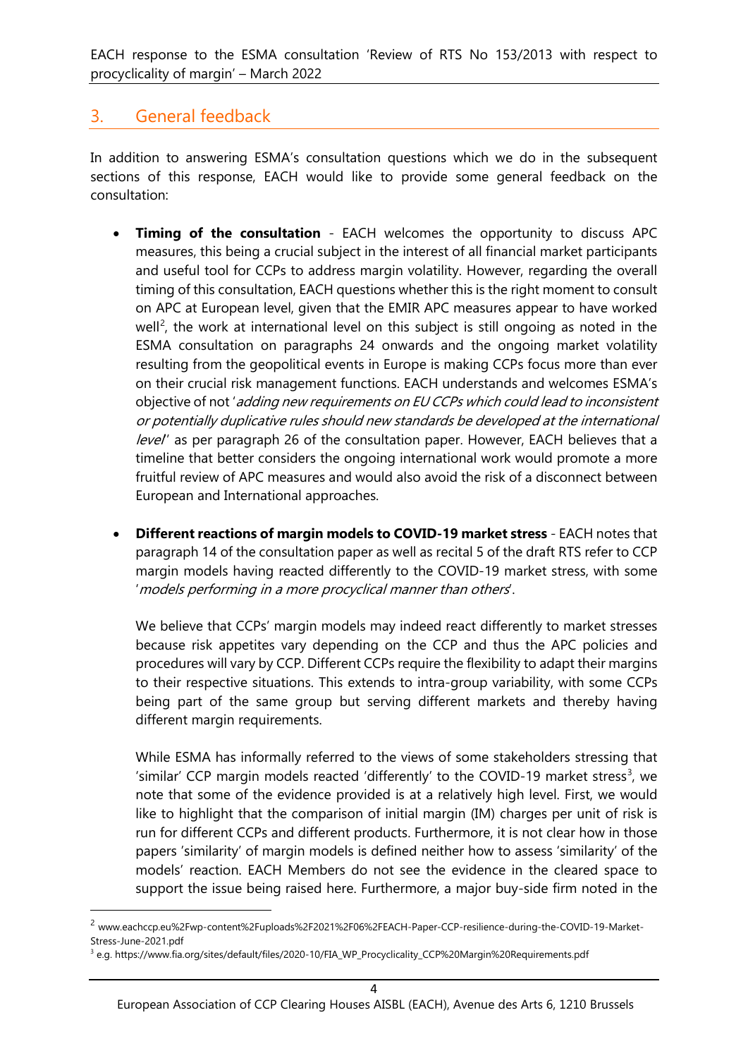## 3. General feedback

In addition to answering ESMA's consultation questions which we do in the subsequent sections of this response, EACH would like to provide some general feedback on the consultation:

- **Timing of the consultation** - EACH welcomes the opportunity to discuss APC measures, this being a crucial subject in the interest of all financial market participants and useful tool for CCPs to address margin volatility. However, regarding the overall timing of this consultation, EACH questions whether this is the right moment to consult on APC at European level, given that the EMIR APC measures appear to have worked well[2], the work at international level on this subject is still ongoing as noted in the ESMA consultation on paragraphs 24 onwards and the ongoing market volatility resulting from the geopolitical events in Europe is making CCPs focus more than ever on their crucial risk management functions. EACH understands and welcomes ESMA's objective of not '*adding new requirements on EU CCPs which could lead to inconsistent or potentially duplicative rules should new standards be developed at the international level*' as per paragraph 26 of the consultation paper. However, EACH believes that a timeline that better considers the ongoing international work would promote a more fruitful review of APC measures and would also avoid the risk of a disconnect between European and International approaches.

- **Different reactions of margin models to COVID-19 market stress** - EACH notes that paragraph 14 of the consultation paper as well as recital 5 of the draft RTS refer to CCP margin models having reacted differently to the COVID-19 market stress, with some '*models performing in a more procyclical manner than others*'.

  We believe that CCPs' margin models may indeed react differently to market stresses because risk appetites vary depending on the CCP and thus the APC policies and procedures will vary by CCP. Different CCPs require the flexibility to adapt their margins to their respective situations. This extends to intra-group variability, with some CCPs being part of the same group but serving different markets and thereby having different margin requirements.

  While ESMA has informally referred to the views of some stakeholders stressing that 'similar' CCP margin models reacted 'differently' to the COVID-19 market stress[3], we note that some of the evidence provided is at a relatively high level. First, we would like to highlight that the comparison of initial margin (IM) charges per unit of risk is run for different CCPs and different products. Furthermore, it is not clear how in those papers 'similarity' of margin models is defined neither how to assess 'similarity' of the models' reaction. EACH Members do not see the evidence in the cleared space to support the issue being raised here. Furthermore, a major buy-side firm noted in the

---

[2] www.eachccp.eu%2Fwp-content%2Fuploads%2F2021%2F06%2FEACH-Paper-CCP-resilience-during-the-COVID-19-Market-Stress-June-2021.pdf

[3] e.g. https://www.fia.org/sites/default/files/2020-10/FIA_WP_Procyclicality_CCP%20Margin%20Requirements.pdf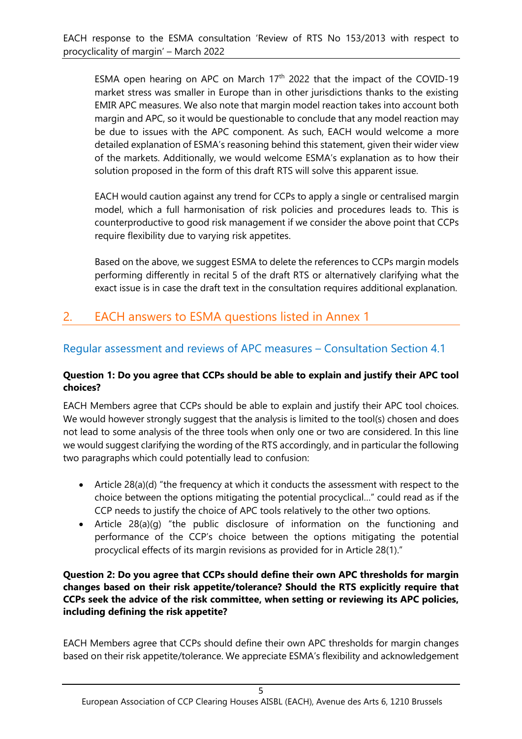ESMA open hearing on APC on March 17th 2022 that the impact of the COVID-19 market stress was smaller in Europe than in other jurisdictions thanks to the existing EMIR APC measures. We also note that margin model reaction takes into account both margin and APC, so it would be questionable to conclude that any model reaction may be due to issues with the APC component. As such, EACH would welcome a more detailed explanation of ESMA's reasoning behind this statement, given their wider view of the markets. Additionally, we would welcome ESMA's explanation as to how their solution proposed in the form of this draft RTS will solve this apparent issue.

EACH would caution against any trend for CCPs to apply a single or centralised margin model, which a full harmonisation of risk policies and procedures leads to. This is counterproductive to good risk management if we consider the above point that CCPs require flexibility due to varying risk appetites.

Based on the above, we suggest ESMA to delete the references to CCPs margin models performing differently in recital 5 of the draft RTS or alternatively clarifying what the exact issue is in case the draft text in the consultation requires additional explanation.

## 2. EACH answers to ESMA questions listed in Annex 1

### Regular assessment and reviews of APC measures – Consultation Section 4.1

**Question 1: Do you agree that CCPs should be able to explain and justify their APC tool choices?**

EACH Members agree that CCPs should be able to explain and justify their APC tool choices. We would however strongly suggest that the analysis is limited to the tool(s) chosen and does not lead to some analysis of the three tools when only one or two are considered. In this line we would suggest clarifying the wording of the RTS accordingly, and in particular the following two paragraphs which could potentially lead to confusion:

- Article 28(a)(d) "the frequency at which it conducts the assessment with respect to the choice between the options mitigating the potential procyclical…" could read as if the CCP needs to justify the choice of APC tools relatively to the other two options.
- Article 28(a)(g) "the public disclosure of information on the functioning and performance of the CCP's choice between the options mitigating the potential procyclical effects of its margin revisions as provided for in Article 28(1)."

**Question 2: Do you agree that CCPs should define their own APC thresholds for margin changes based on their risk appetite/tolerance? Should the RTS explicitly require that CCPs seek the advice of the risk committee, when setting or reviewing its APC policies, including defining the risk appetite?**

EACH Members agree that CCPs should define their own APC thresholds for margin changes based on their risk appetite/tolerance. We appreciate ESMA's flexibility and acknowledgement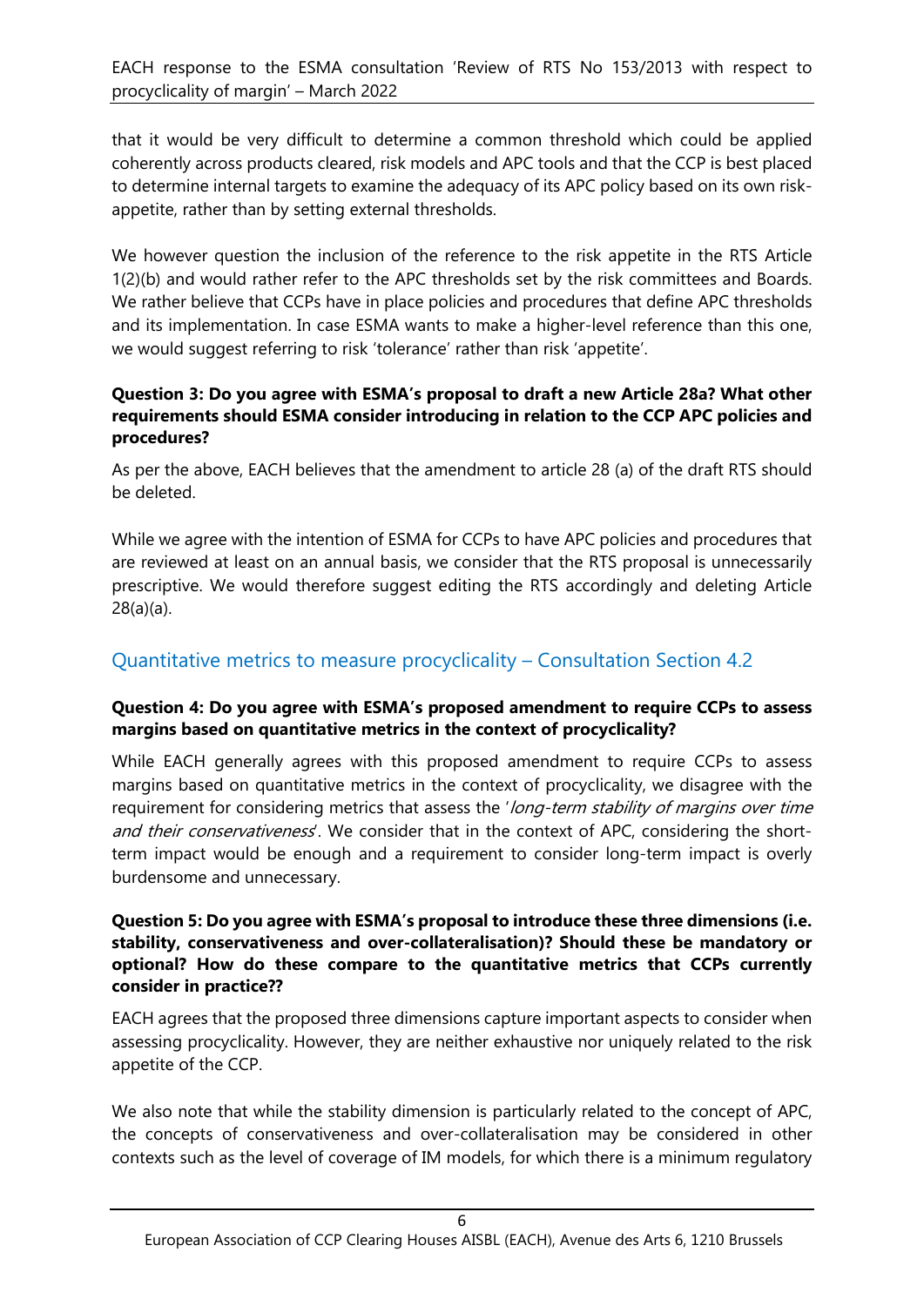that it would be very difficult to determine a common threshold which could be applied coherently across products cleared, risk models and APC tools and that the CCP is best placed to determine internal targets to examine the adequacy of its APC policy based on its own risk-appetite, rather than by setting external thresholds.

We however question the inclusion of the reference to the risk appetite in the RTS Article 1(2)(b) and would rather refer to the APC thresholds set by the risk committees and Boards. We rather believe that CCPs have in place policies and procedures that define APC thresholds and its implementation. In case ESMA wants to make a higher-level reference than this one, we would suggest referring to risk 'tolerance' rather than risk 'appetite'.

**Question 3: Do you agree with ESMA's proposal to draft a new Article 28a? What other requirements should ESMA consider introducing in relation to the CCP APC policies and procedures?**

As per the above, EACH believes that the amendment to article 28 (a) of the draft RTS should be deleted.

While we agree with the intention of ESMA for CCPs to have APC policies and procedures that are reviewed at least on an annual basis, we consider that the RTS proposal is unnecessarily prescriptive. We would therefore suggest editing the RTS accordingly and deleting Article 28(a)(a).

## Quantitative metrics to measure procyclicality – Consultation Section 4.2

**Question 4: Do you agree with ESMA's proposed amendment to require CCPs to assess margins based on quantitative metrics in the context of procyclicality?**

While EACH generally agrees with this proposed amendment to require CCPs to assess margins based on quantitative metrics in the context of procyclicality, we disagree with the requirement for considering metrics that assess the '*long-term stability of margins over time and their conservativeness*'. We consider that in the context of APC, considering the short-term impact would be enough and a requirement to consider long-term impact is overly burdensome and unnecessary.

**Question 5: Do you agree with ESMA's proposal to introduce these three dimensions (i.e. stability, conservativeness and over-collateralisation)? Should these be mandatory or optional? How do these compare to the quantitative metrics that CCPs currently consider in practice??**

EACH agrees that the proposed three dimensions capture important aspects to consider when assessing procyclicality. However, they are neither exhaustive nor uniquely related to the risk appetite of the CCP.

We also note that while the stability dimension is particularly related to the concept of APC, the concepts of conservativeness and over-collateralisation may be considered in other contexts such as the level of coverage of IM models, for which there is a minimum regulatory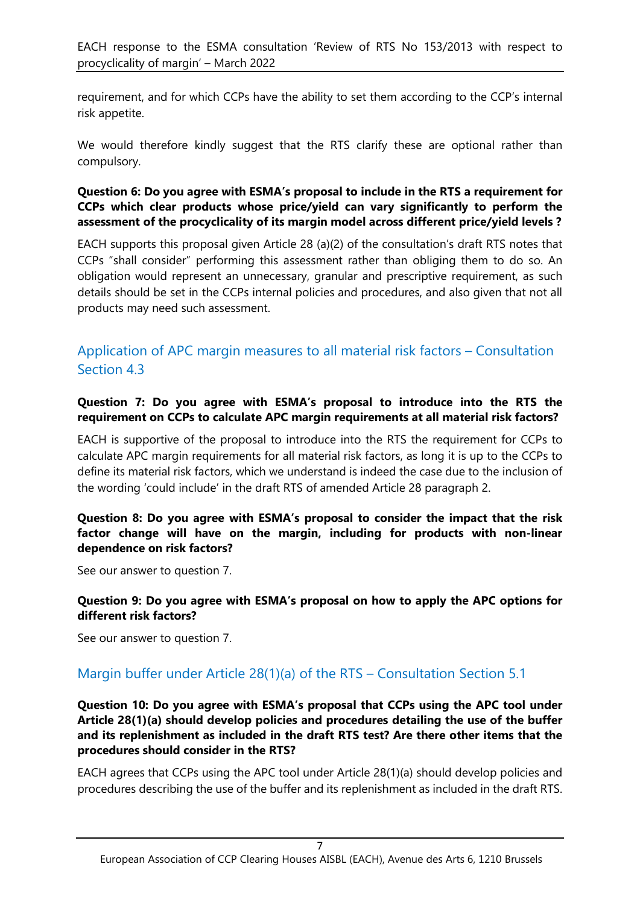requirement, and for which CCPs have the ability to set them according to the CCP's internal risk appetite.

We would therefore kindly suggest that the RTS clarify these are optional rather than compulsory.

**Question 6: Do you agree with ESMA's proposal to include in the RTS a requirement for CCPs which clear products whose price/yield can vary significantly to perform the assessment of the procyclicality of its margin model across different price/yield levels ?**

EACH supports this proposal given Article 28 (a)(2) of the consultation's draft RTS notes that CCPs "shall consider" performing this assessment rather than obliging them to do so. An obligation would represent an unnecessary, granular and prescriptive requirement, as such details should be set in the CCPs internal policies and procedures, and also given that not all products may need such assessment.

## Application of APC margin measures to all material risk factors – Consultation Section 4.3

**Question 7: Do you agree with ESMA's proposal to introduce into the RTS the requirement on CCPs to calculate APC margin requirements at all material risk factors?**

EACH is supportive of the proposal to introduce into the RTS the requirement for CCPs to calculate APC margin requirements for all material risk factors, as long it is up to the CCPs to define its material risk factors, which we understand is indeed the case due to the inclusion of the wording 'could include' in the draft RTS of amended Article 28 paragraph 2.

**Question 8: Do you agree with ESMA's proposal to consider the impact that the risk factor change will have on the margin, including for products with non-linear dependence on risk factors?**

See our answer to question 7.

**Question 9: Do you agree with ESMA's proposal on how to apply the APC options for different risk factors?**

See our answer to question 7.

## Margin buffer under Article 28(1)(a) of the RTS – Consultation Section 5.1

**Question 10: Do you agree with ESMA's proposal that CCPs using the APC tool under Article 28(1)(a) should develop policies and procedures detailing the use of the buffer and its replenishment as included in the draft RTS test? Are there other items that the procedures should consider in the RTS?**

EACH agrees that CCPs using the APC tool under Article 28(1)(a) should develop policies and procedures describing the use of the buffer and its replenishment as included in the draft RTS.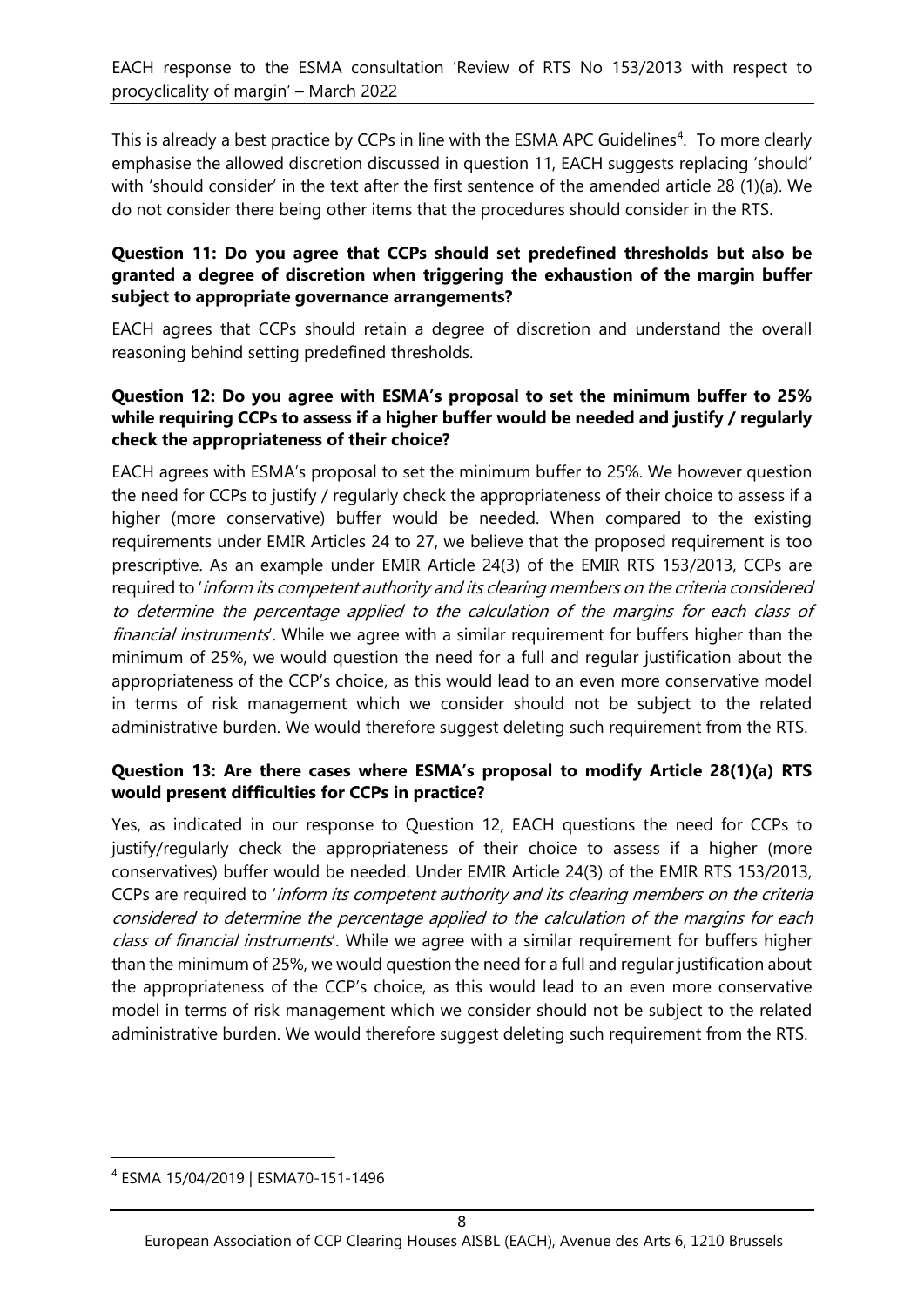This is already a best practice by CCPs in line with the ESMA APC Guidelines[4]. To more clearly emphasise the allowed discretion discussed in question 11, EACH suggests replacing 'should' with 'should consider' in the text after the first sentence of the amended article 28 (1)(a). We do not consider there being other items that the procedures should consider in the RTS.

**Question 11: Do you agree that CCPs should set predefined thresholds but also be granted a degree of discretion when triggering the exhaustion of the margin buffer subject to appropriate governance arrangements?**

EACH agrees that CCPs should retain a degree of discretion and understand the overall reasoning behind setting predefined thresholds.

**Question 12: Do you agree with ESMA's proposal to set the minimum buffer to 25% while requiring CCPs to assess if a higher buffer would be needed and justify / regularly check the appropriateness of their choice?**

EACH agrees with ESMA's proposal to set the minimum buffer to 25%. We however question the need for CCPs to justify / regularly check the appropriateness of their choice to assess if a higher (more conservative) buffer would be needed. When compared to the existing requirements under EMIR Articles 24 to 27, we believe that the proposed requirement is too prescriptive. As an example under EMIR Article 24(3) of the EMIR RTS 153/2013, CCPs are required to '*inform its competent authority and its clearing members on the criteria considered to determine the percentage applied to the calculation of the margins for each class of financial instruments*'. While we agree with a similar requirement for buffers higher than the minimum of 25%, we would question the need for a full and regular justification about the appropriateness of the CCP's choice, as this would lead to an even more conservative model in terms of risk management which we consider should not be subject to the related administrative burden. We would therefore suggest deleting such requirement from the RTS.

**Question 13: Are there cases where ESMA's proposal to modify Article 28(1)(a) RTS would present difficulties for CCPs in practice?**

Yes, as indicated in our response to Question 12, EACH questions the need for CCPs to justify/regularly check the appropriateness of their choice to assess if a higher (more conservatives) buffer would be needed. Under EMIR Article 24(3) of the EMIR RTS 153/2013, CCPs are required to '*inform its competent authority and its clearing members on the criteria considered to determine the percentage applied to the calculation of the margins for each class of financial instruments*'. While we agree with a similar requirement for buffers higher than the minimum of 25%, we would question the need for a full and regular justification about the appropriateness of the CCP's choice, as this would lead to an even more conservative model in terms of risk management which we consider should not be subject to the related administrative burden. We would therefore suggest deleting such requirement from the RTS.

[4] ESMA 15/04/2019 | ESMA70-151-1496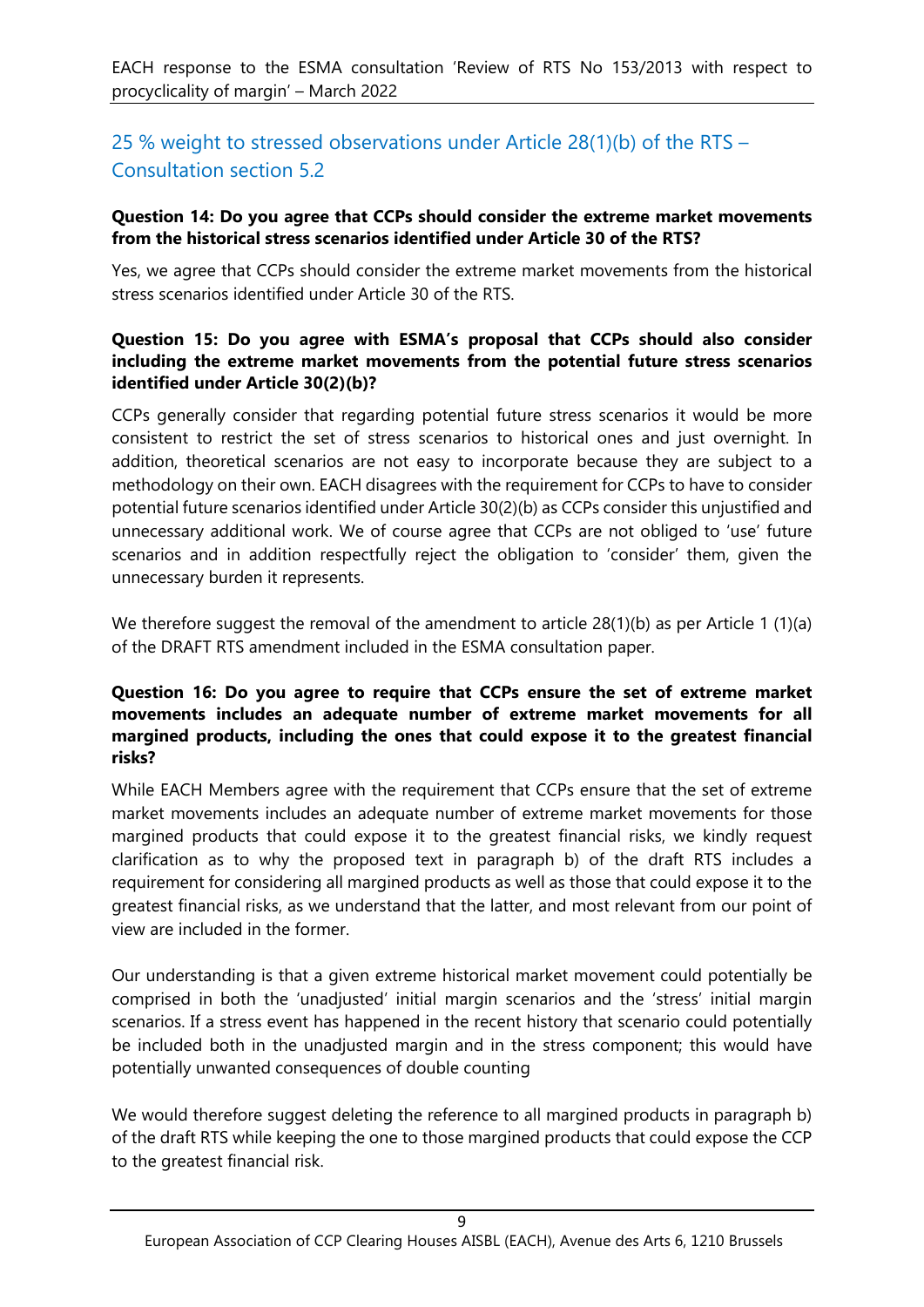## 25 % weight to stressed observations under Article 28(1)(b) of the RTS – Consultation section 5.2

**Question 14: Do you agree that CCPs should consider the extreme market movements from the historical stress scenarios identified under Article 30 of the RTS?**

Yes, we agree that CCPs should consider the extreme market movements from the historical stress scenarios identified under Article 30 of the RTS.

**Question 15: Do you agree with ESMA's proposal that CCPs should also consider including the extreme market movements from the potential future stress scenarios identified under Article 30(2)(b)?**

CCPs generally consider that regarding potential future stress scenarios it would be more consistent to restrict the set of stress scenarios to historical ones and just overnight. In addition, theoretical scenarios are not easy to incorporate because they are subject to a methodology on their own. EACH disagrees with the requirement for CCPs to have to consider potential future scenarios identified under Article 30(2)(b) as CCPs consider this unjustified and unnecessary additional work. We of course agree that CCPs are not obliged to 'use' future scenarios and in addition respectfully reject the obligation to 'consider' them, given the unnecessary burden it represents.

We therefore suggest the removal of the amendment to article 28(1)(b) as per Article 1 (1)(a) of the DRAFT RTS amendment included in the ESMA consultation paper.

**Question 16: Do you agree to require that CCPs ensure the set of extreme market movements includes an adequate number of extreme market movements for all margined products, including the ones that could expose it to the greatest financial risks?**

While EACH Members agree with the requirement that CCPs ensure that the set of extreme market movements includes an adequate number of extreme market movements for those margined products that could expose it to the greatest financial risks, we kindly request clarification as to why the proposed text in paragraph b) of the draft RTS includes a requirement for considering all margined products as well as those that could expose it to the greatest financial risks, as we understand that the latter, and most relevant from our point of view are included in the former.

Our understanding is that a given extreme historical market movement could potentially be comprised in both the 'unadjusted' initial margin scenarios and the 'stress' initial margin scenarios. If a stress event has happened in the recent history that scenario could potentially be included both in the unadjusted margin and in the stress component; this would have potentially unwanted consequences of double counting

We would therefore suggest deleting the reference to all margined products in paragraph b) of the draft RTS while keeping the one to those margined products that could expose the CCP to the greatest financial risk.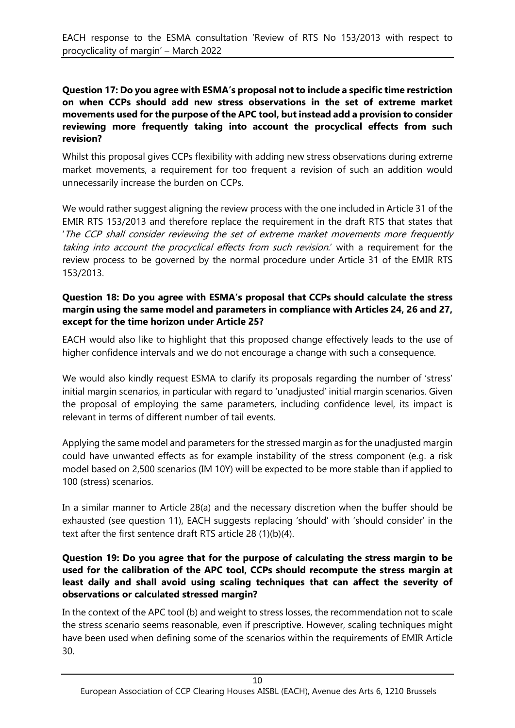**Question 17: Do you agree with ESMA's proposal not to include a specific time restriction on when CCPs should add new stress observations in the set of extreme market movements used for the purpose of the APC tool, but instead add a provision to consider reviewing more frequently taking into account the procyclical effects from such revision?**

Whilst this proposal gives CCPs flexibility with adding new stress observations during extreme market movements, a requirement for too frequent a revision of such an addition would unnecessarily increase the burden on CCPs.

We would rather suggest aligning the review process with the one included in Article 31 of the EMIR RTS 153/2013 and therefore replace the requirement in the draft RTS that states that '*The CCP shall consider reviewing the set of extreme market movements more frequently taking into account the procyclical effects from such revision.*' with a requirement for the review process to be governed by the normal procedure under Article 31 of the EMIR RTS 153/2013.

**Question 18: Do you agree with ESMA's proposal that CCPs should calculate the stress margin using the same model and parameters in compliance with Articles 24, 26 and 27, except for the time horizon under Article 25?**

EACH would also like to highlight that this proposed change effectively leads to the use of higher confidence intervals and we do not encourage a change with such a consequence.

We would also kindly request ESMA to clarify its proposals regarding the number of 'stress' initial margin scenarios, in particular with regard to 'unadjusted' initial margin scenarios. Given the proposal of employing the same parameters, including confidence level, its impact is relevant in terms of different number of tail events.

Applying the same model and parameters for the stressed margin as for the unadjusted margin could have unwanted effects as for example instability of the stress component (e.g. a risk model based on 2,500 scenarios (IM 10Y) will be expected to be more stable than if applied to 100 (stress) scenarios.

In a similar manner to Article 28(a) and the necessary discretion when the buffer should be exhausted (see question 11), EACH suggests replacing 'should' with 'should consider' in the text after the first sentence draft RTS article 28 (1)(b)(4).

**Question 19: Do you agree that for the purpose of calculating the stress margin to be used for the calibration of the APC tool, CCPs should recompute the stress margin at least daily and shall avoid using scaling techniques that can affect the severity of observations or calculated stressed margin?**

In the context of the APC tool (b) and weight to stress losses, the recommendation not to scale the stress scenario seems reasonable, even if prescriptive. However, scaling techniques might have been used when defining some of the scenarios within the requirements of EMIR Article 30.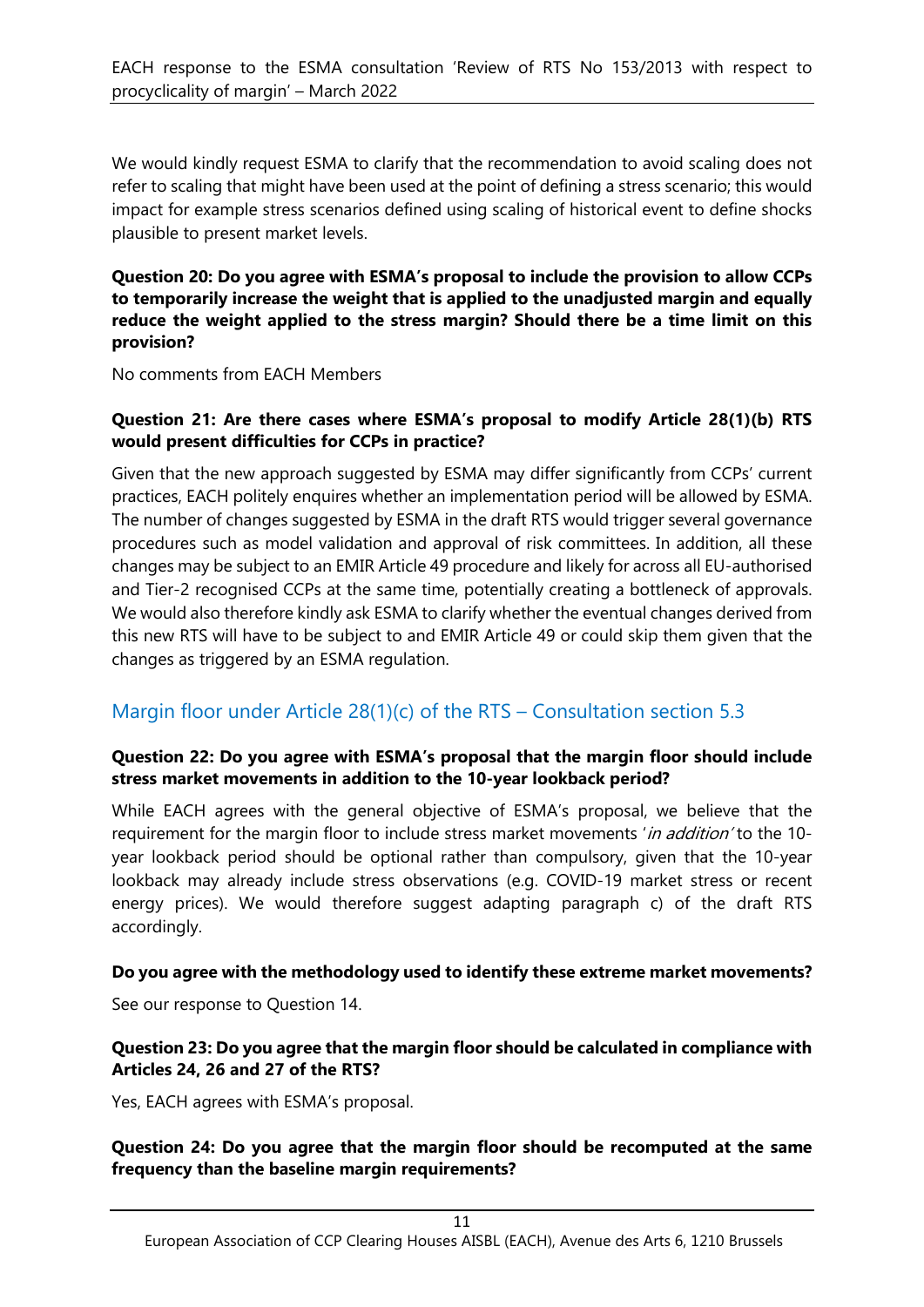We would kindly request ESMA to clarify that the recommendation to avoid scaling does not refer to scaling that might have been used at the point of defining a stress scenario; this would impact for example stress scenarios defined using scaling of historical event to define shocks plausible to present market levels.

**Question 20: Do you agree with ESMA's proposal to include the provision to allow CCPs to temporarily increase the weight that is applied to the unadjusted margin and equally reduce the weight applied to the stress margin? Should there be a time limit on this provision?**

No comments from EACH Members

**Question 21: Are there cases where ESMA's proposal to modify Article 28(1)(b) RTS would present difficulties for CCPs in practice?**

Given that the new approach suggested by ESMA may differ significantly from CCPs' current practices, EACH politely enquires whether an implementation period will be allowed by ESMA. The number of changes suggested by ESMA in the draft RTS would trigger several governance procedures such as model validation and approval of risk committees. In addition, all these changes may be subject to an EMIR Article 49 procedure and likely for across all EU-authorised and Tier-2 recognised CCPs at the same time, potentially creating a bottleneck of approvals. We would also therefore kindly ask ESMA to clarify whether the eventual changes derived from this new RTS will have to be subject to and EMIR Article 49 or could skip them given that the changes as triggered by an ESMA regulation.

## Margin floor under Article 28(1)(c) of the RTS – Consultation section 5.3

**Question 22: Do you agree with ESMA's proposal that the margin floor should include stress market movements in addition to the 10-year lookback period?**

While EACH agrees with the general objective of ESMA's proposal, we believe that the requirement for the margin floor to include stress market movements '*in addition*' to the 10-year lookback period should be optional rather than compulsory, given that the 10-year lookback may already include stress observations (e.g. COVID-19 market stress or recent energy prices). We would therefore suggest adapting paragraph c) of the draft RTS accordingly.

**Do you agree with the methodology used to identify these extreme market movements?**

See our response to Question 14.

**Question 23: Do you agree that the margin floor should be calculated in compliance with Articles 24, 26 and 27 of the RTS?**

Yes, EACH agrees with ESMA's proposal.

**Question 24: Do you agree that the margin floor should be recomputed at the same frequency than the baseline margin requirements?**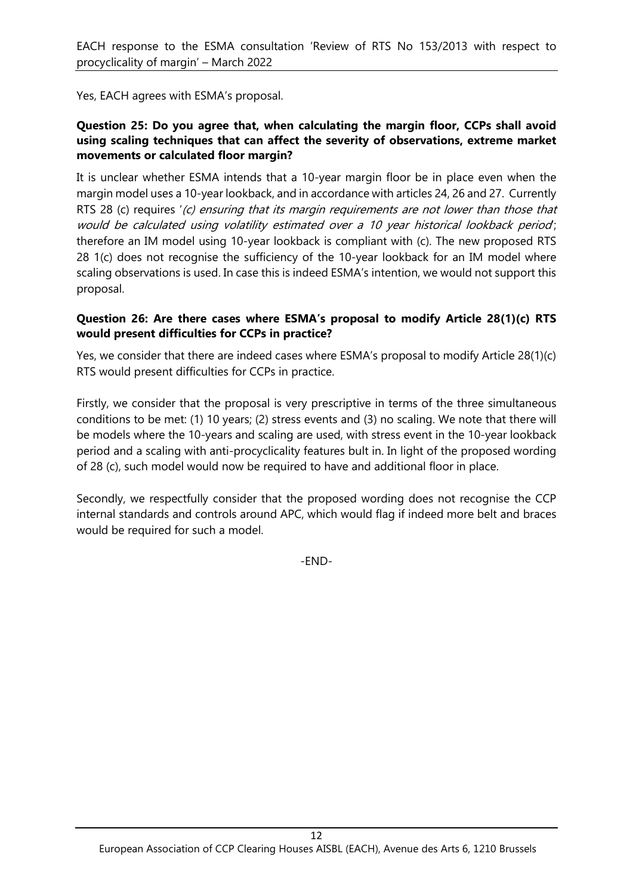Yes, EACH agrees with ESMA's proposal.

**Question 25: Do you agree that, when calculating the margin floor, CCPs shall avoid using scaling techniques that can affect the severity of observations, extreme market movements or calculated floor margin?**

It is unclear whether ESMA intends that a 10-year margin floor be in place even when the margin model uses a 10-year lookback, and in accordance with articles 24, 26 and 27. Currently RTS 28 (c) requires '*(c) ensuring that its margin requirements are not lower than those that would be calculated using volatility estimated over a 10 year historical lookback period*'; therefore an IM model using 10-year lookback is compliant with (c). The new proposed RTS 28 1(c) does not recognise the sufficiency of the 10-year lookback for an IM model where scaling observations is used. In case this is indeed ESMA's intention, we would not support this proposal.

**Question 26: Are there cases where ESMA's proposal to modify Article 28(1)(c) RTS would present difficulties for CCPs in practice?**

Yes, we consider that there are indeed cases where ESMA's proposal to modify Article 28(1)(c) RTS would present difficulties for CCPs in practice.

Firstly, we consider that the proposal is very prescriptive in terms of the three simultaneous conditions to be met: (1) 10 years; (2) stress events and (3) no scaling. We note that there will be models where the 10-years and scaling are used, with stress event in the 10-year lookback period and a scaling with anti-procyclicality features bult in. In light of the proposed wording of 28 (c), such model would now be required to have and additional floor in place.

Secondly, we respectfully consider that the proposed wording does not recognise the CCP internal standards and controls around APC, which would flag if indeed more belt and braces would be required for such a model.

-END-